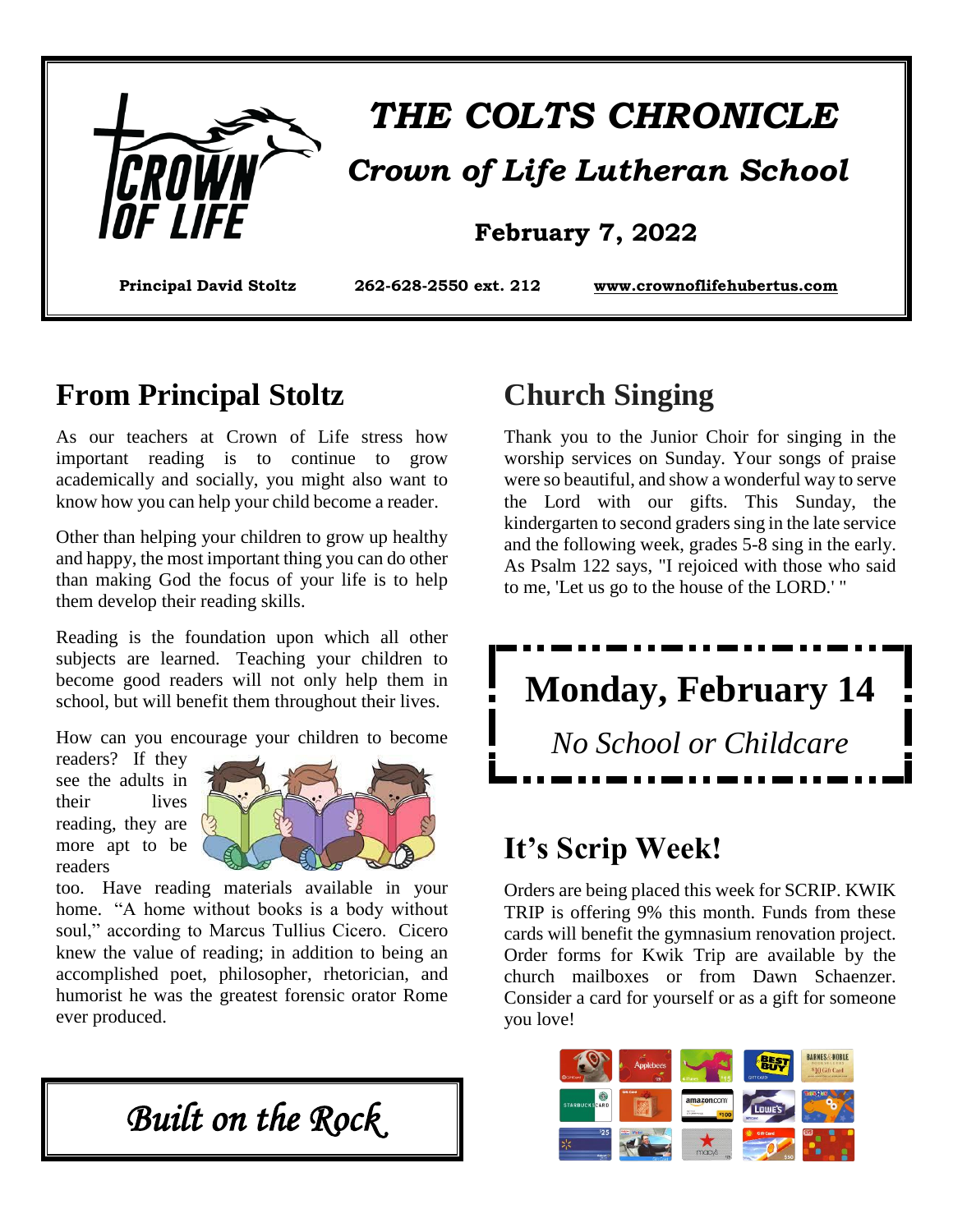# THE COLTS CHRONICLE

## Crown of Life Lutheran School

**February 7, 2022**

**Principal David Stoltz** **262-628-2550 ext. 212** **www.crownoflifehubertus.com**

## From Principal Stoltz

As our teachers at Crown of Life stress how important reading is to continue to grow academically and socially, you might also want to know how you can help your child become a reader.

Other than helping your children to grow up healthy and happy, the most important thing you can do other than making God the focus of your life is to help them develop their reading skills.

Reading is the foundation upon which all other subjects are learned. Teaching your children to become good readers will not only help them in school, but will benefit them throughout their lives.

How can you encourage your children to become readers? If they see the adults in their lives reading, they are more apt to be readers too. Have reading materials available in your home. "A home without books is a body without soul," according to Marcus Tullius Cicero. Cicero knew the value of reading; in addition to being an accomplished poet, philosopher, rhetorician, and humorist he was the greatest forensic orator Rome ever produced.

*Built on the Rock*

## Church Singing

Thank you to the Junior Choir for singing in the worship services on Sunday. Your songs of praise were so beautiful, and show a wonderful way to serve the Lord with our gifts. This Sunday, the kindergarten to second graders sing in the late service and the following week, grades 5-8 sing in the early. As Psalm 122 says, "I rejoiced with those who said to me, 'Let us go to the house of the LORD.' "

## Monday, February 14

*No School or Childcare*

## It's Scrip Week!

Orders are being placed this week for SCRIP. KWIK TRIP is offering 9% this month. Funds from these cards will benefit the gymnasium renovation project. Order forms for Kwik Trip are available by the church mailboxes or from Dawn Schaenzer. Consider a card for yourself or as a gift for someone you love!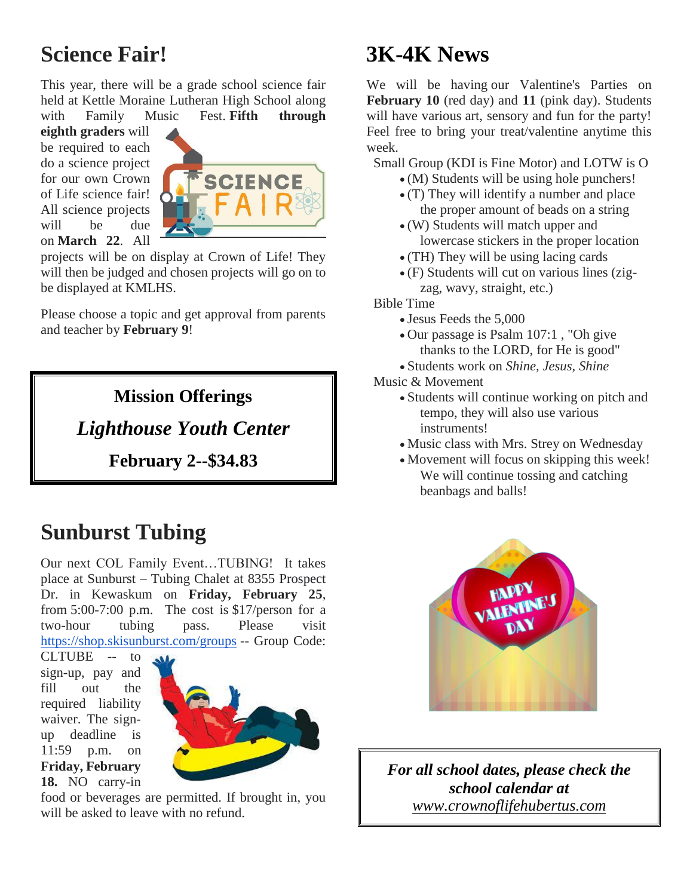## Science Fair!

This year, there will be a grade school science fair held at Kettle Moraine Lutheran High School along with Family Music Fest. **Fifth through eighth graders** will be required to each do a science project for our own Crown of Life science fair! All science projects will be due on **March 22**. All projects will be on display at Crown of Life! They will then be judged and chosen projects will go on to be displayed at KMLHS.

Please choose a topic and get approval from parents and teacher by **February 9**!

**Mission Offerings**

***Lighthouse Youth Center***

**February 2--$34.83**

## Sunburst Tubing

Our next COL Family Event…TUBING! It takes place at Sunburst – Tubing Chalet at 8355 Prospect Dr. in Kewaskum on **Friday, February 25**, from 5:00-7:00 p.m. The cost is $17/person for a two-hour tubing pass. Please visit https://shop.skisunburst.com/groups -- Group Code: CLTUBE -- to sign-up, pay and fill out the required liability waiver. The sign-up deadline is 11:59 p.m. on **Friday, February 18.** NO carry-in food or beverages are permitted. If brought in, you will be asked to leave with no refund.

## 3K-4K News

We will be having our Valentine's Parties on **February 10** (red day) and **11** (pink day). Students will have various art, sensory and fun for the party! Feel free to bring your treat/valentine anytime this week.

Small Group (KDI is Fine Motor) and LOTW is O

- (M) Students will be using hole punchers!
- (T) They will identify a number and place the proper amount of beads on a string
- (W) Students will match upper and lowercase stickers in the proper location
- (TH) They will be using lacing cards
- (F) Students will cut on various lines (zig-zag, wavy, straight, etc.)

Bible Time

- Jesus Feeds the 5,000
- Our passage is Psalm 107:1 , "Oh give thanks to the LORD, for He is good"
- Students work on *Shine, Jesus, Shine*

Music & Movement

- Students will continue working on pitch and tempo, they will also use various instruments!
- Music class with Mrs. Strey on Wednesday
- Movement will focus on skipping this week! We will continue tossing and catching beanbags and balls!

***For all school dates, please check the school calendar at www.crownoflifehubertus.com***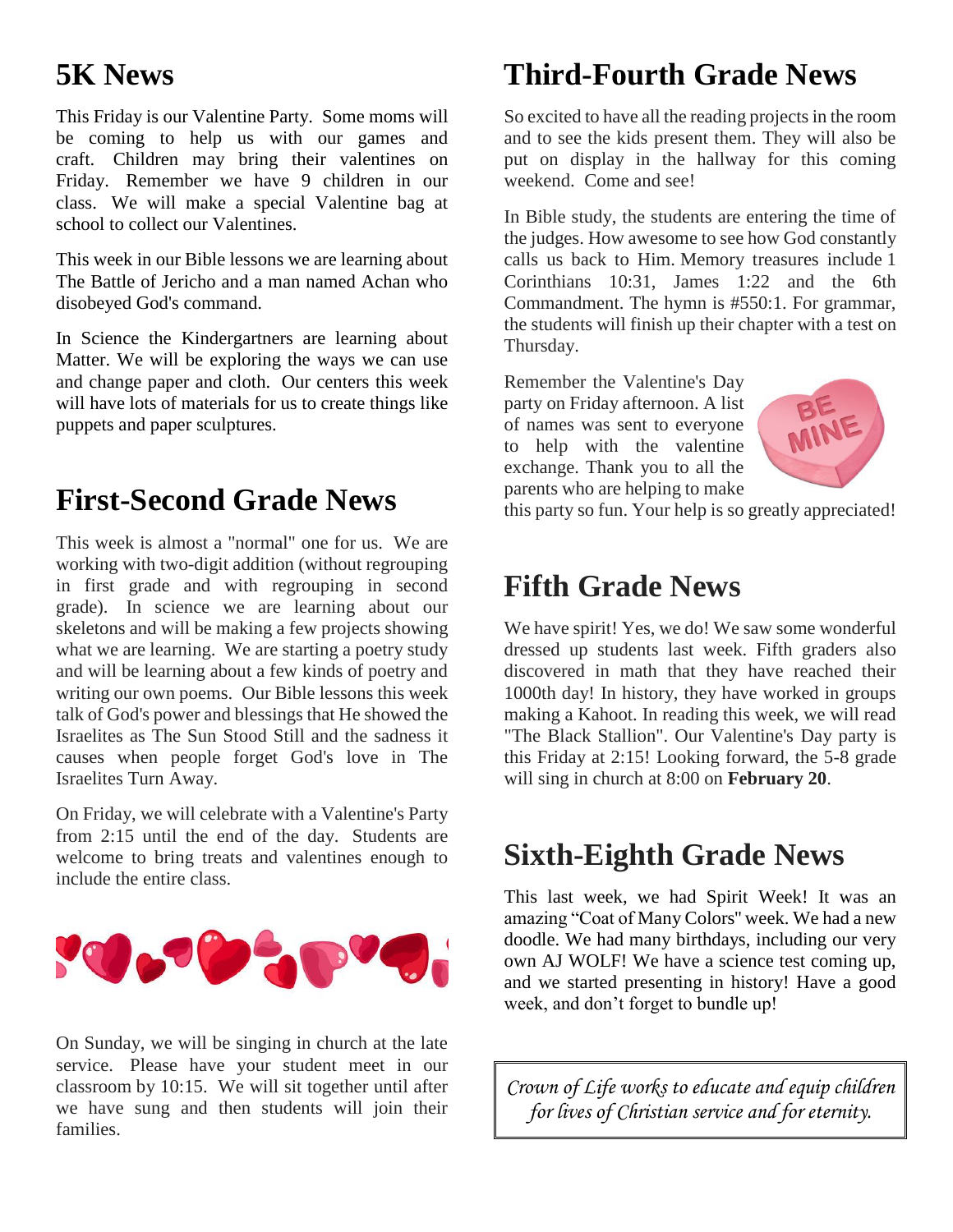## 5K News

This Friday is our Valentine Party. Some moms will be coming to help us with our games and craft. Children may bring their valentines on Friday. Remember we have 9 children in our class. We will make a special Valentine bag at school to collect our Valentines.

This week in our Bible lessons we are learning about The Battle of Jericho and a man named Achan who disobeyed God's command.

In Science the Kindergartners are learning about Matter. We will be exploring the ways we can use and change paper and cloth. Our centers this week will have lots of materials for us to create things like puppets and paper sculptures.

## First-Second Grade News

This week is almost a "normal" one for us. We are working with two-digit addition (without regrouping in first grade and with regrouping in second grade). In science we are learning about our skeletons and will be making a few projects showing what we are learning. We are starting a poetry study and will be learning about a few kinds of poetry and writing our own poems. Our Bible lessons this week talk of God's power and blessings that He showed the Israelites as The Sun Stood Still and the sadness it causes when people forget God's love in The Israelites Turn Away.

On Friday, we will celebrate with a Valentine's Party from 2:15 until the end of the day. Students are welcome to bring treats and valentines enough to include the entire class.

On Sunday, we will be singing in church at the late service. Please have your student meet in our classroom by 10:15. We will sit together until after we have sung and then students will join their families.

## Third-Fourth Grade News

So excited to have all the reading projects in the room and to see the kids present them. They will also be put on display in the hallway for this coming weekend. Come and see!

In Bible study, the students are entering the time of the judges. How awesome to see how God constantly calls us back to Him. Memory treasures include 1 Corinthians 10:31, James 1:22 and the 6th Commandment. The hymn is #550:1. For grammar, the students will finish up their chapter with a test on Thursday.

Remember the Valentine's Day party on Friday afternoon. A list of names was sent to everyone to help with the valentine exchange. Thank you to all the parents who are helping to make this party so fun. Your help is so greatly appreciated!

## Fifth Grade News

We have spirit! Yes, we do! We saw some wonderful dressed up students last week. Fifth graders also discovered in math that they have reached their 1000th day! In history, they have worked in groups making a Kahoot. In reading this week, we will read "The Black Stallion". Our Valentine's Day party is this Friday at 2:15! Looking forward, the 5-8 grade will sing in church at 8:00 on **February 20**.

## Sixth-Eighth Grade News

This last week, we had Spirit Week! It was an amazing "Coat of Many Colors" week. We had a new doodle. We had many birthdays, including our very own AJ WOLF! We have a science test coming up, and we started presenting in history! Have a good week, and don't forget to bundle up!

*Crown of Life works to educate and equip children for lives of Christian service and for eternity.*